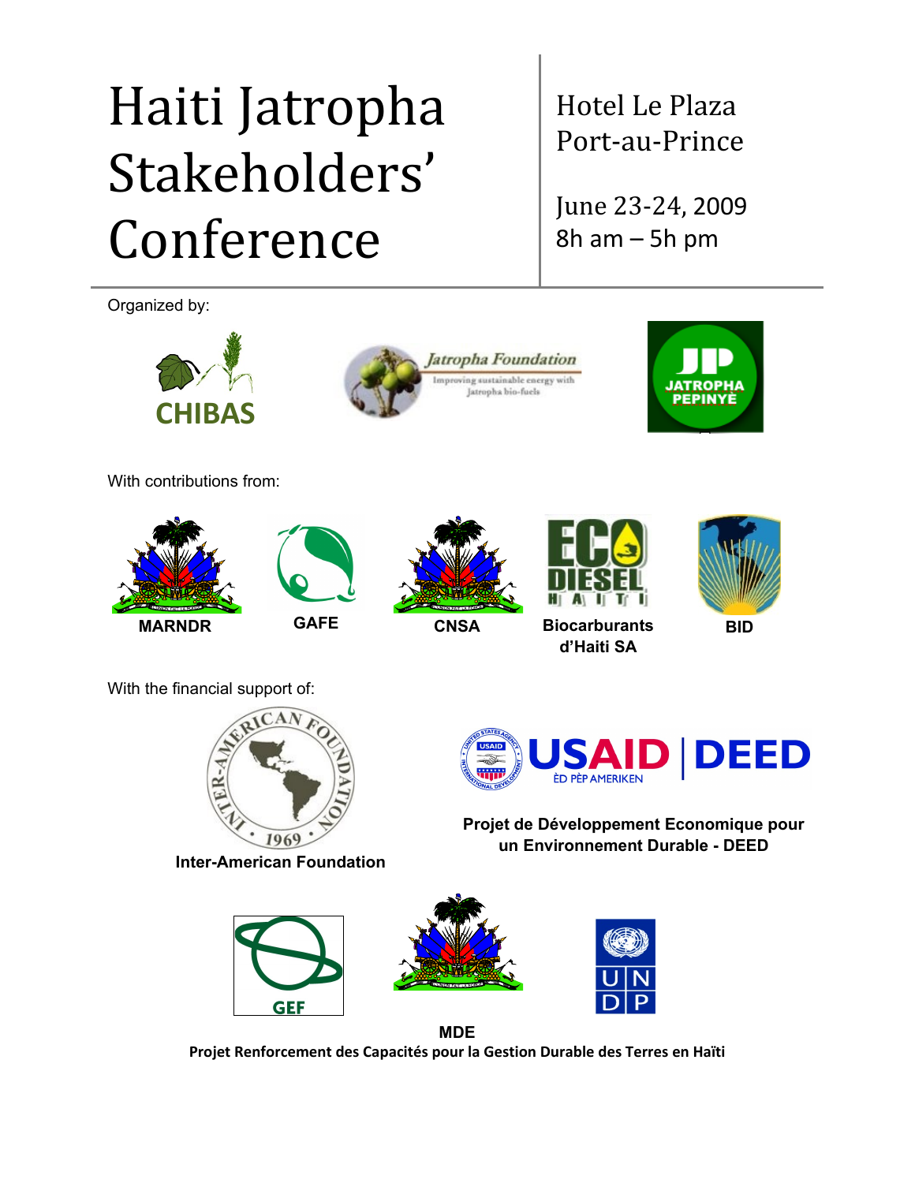# Haiti Jatropha Stakeholders' Conference

Hotel Le Plaza
Port-au-Prince

June 23-24, 2009
8h am – 5h pm

Organized by:

CHIBAS

Jatropha Foundation
Improving sustainable energy with Jatropha bio-fuels

JATROPHA PEPINYÈ

With contributions from:

MARNDR

GAFE

CNSA

Biocarburants d'Haiti SA

BID

With the financial support of:

Inter-American Foundation

USAID | DEED

Projet de Développement Economique pour un Environnement Durable - DEED

GEF

MDE

UNDP

Projet Renforcement des Capacités pour la Gestion Durable des Terres en Haïti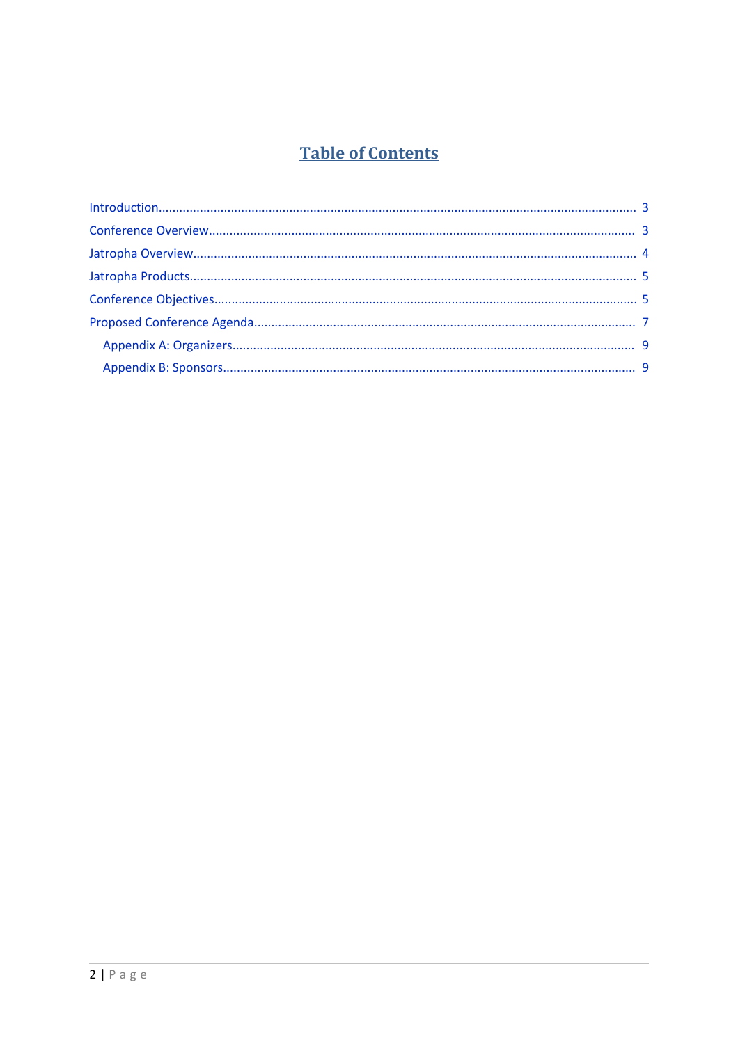# Table of Contents

Introduction........................................................................................................................................ 3

Conference Overview.......................................................................................................................... 3

Jatropha Overview.............................................................................................................................. 4

Jatropha Products................................................................................................................................ 5

Conference Objectives......................................................................................................................... 5

Proposed Conference Agenda............................................................................................................. 7

- Appendix A: Organizers.................................................................................................................... 9
- Appendix B: Sponsors....................................................................................................................... 9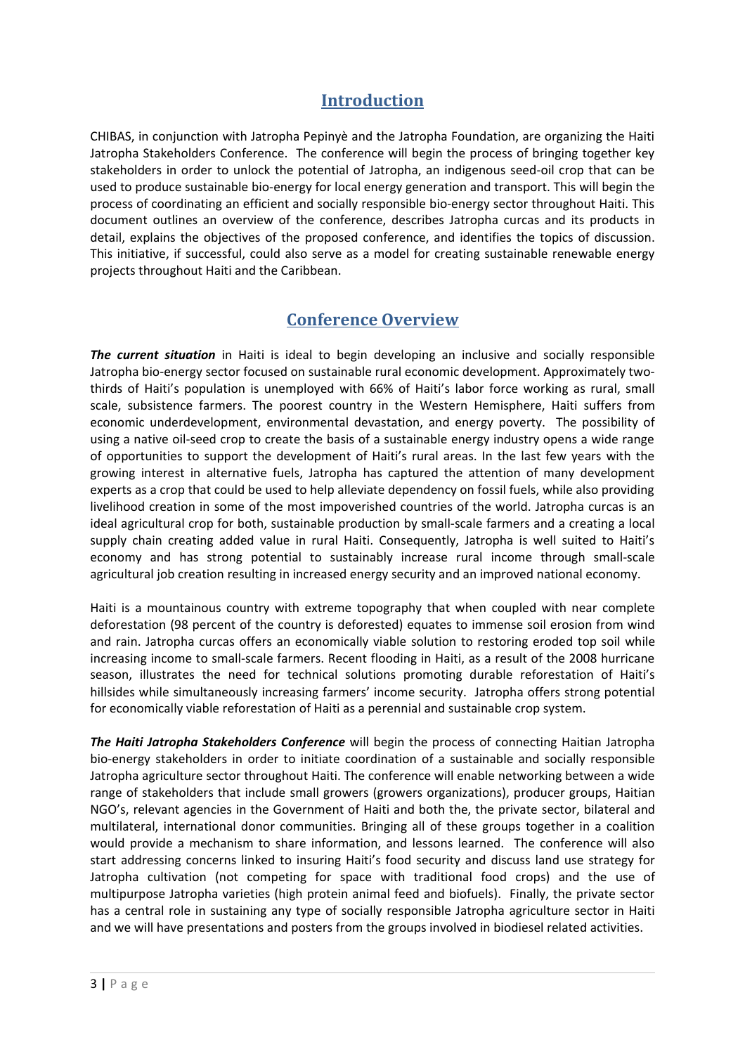## Introduction

CHIBAS, in conjunction with Jatropha Pepinyè and the Jatropha Foundation, are organizing the Haiti Jatropha Stakeholders Conference. The conference will begin the process of bringing together key stakeholders in order to unlock the potential of Jatropha, an indigenous seed-oil crop that can be used to produce sustainable bio-energy for local energy generation and transport. This will begin the process of coordinating an efficient and socially responsible bio-energy sector throughout Haiti. This document outlines an overview of the conference, describes Jatropha curcas and its products in detail, explains the objectives of the proposed conference, and identifies the topics of discussion. This initiative, if successful, could also serve as a model for creating sustainable renewable energy projects throughout Haiti and the Caribbean.

## Conference Overview

***The current situation*** in Haiti is ideal to begin developing an inclusive and socially responsible Jatropha bio-energy sector focused on sustainable rural economic development. Approximately two-thirds of Haiti's population is unemployed with 66% of Haiti's labor force working as rural, small scale, subsistence farmers. The poorest country in the Western Hemisphere, Haiti suffers from economic underdevelopment, environmental devastation, and energy poverty. The possibility of using a native oil-seed crop to create the basis of a sustainable energy industry opens a wide range of opportunities to support the development of Haiti's rural areas. In the last few years with the growing interest in alternative fuels, Jatropha has captured the attention of many development experts as a crop that could be used to help alleviate dependency on fossil fuels, while also providing livelihood creation in some of the most impoverished countries of the world. Jatropha curcas is an ideal agricultural crop for both, sustainable production by small-scale farmers and a creating a local supply chain creating added value in rural Haiti. Consequently, Jatropha is well suited to Haiti's economy and has strong potential to sustainably increase rural income through small-scale agricultural job creation resulting in increased energy security and an improved national economy.

Haiti is a mountainous country with extreme topography that when coupled with near complete deforestation (98 percent of the country is deforested) equates to immense soil erosion from wind and rain. Jatropha curcas offers an economically viable solution to restoring eroded top soil while increasing income to small-scale farmers. Recent flooding in Haiti, as a result of the 2008 hurricane season, illustrates the need for technical solutions promoting durable reforestation of Haiti's hillsides while simultaneously increasing farmers' income security. Jatropha offers strong potential for economically viable reforestation of Haiti as a perennial and sustainable crop system.

***The Haiti Jatropha Stakeholders Conference*** will begin the process of connecting Haitian Jatropha bio-energy stakeholders in order to initiate coordination of a sustainable and socially responsible Jatropha agriculture sector throughout Haiti. The conference will enable networking between a wide range of stakeholders that include small growers (growers organizations), producer groups, Haitian NGO's, relevant agencies in the Government of Haiti and both the, the private sector, bilateral and multilateral, international donor communities. Bringing all of these groups together in a coalition would provide a mechanism to share information, and lessons learned. The conference will also start addressing concerns linked to insuring Haiti's food security and discuss land use strategy for Jatropha cultivation (not competing for space with traditional food crops) and the use of multipurpose Jatropha varieties (high protein animal feed and biofuels). Finally, the private sector has a central role in sustaining any type of socially responsible Jatropha agriculture sector in Haiti and we will have presentations and posters from the groups involved in biodiesel related activities.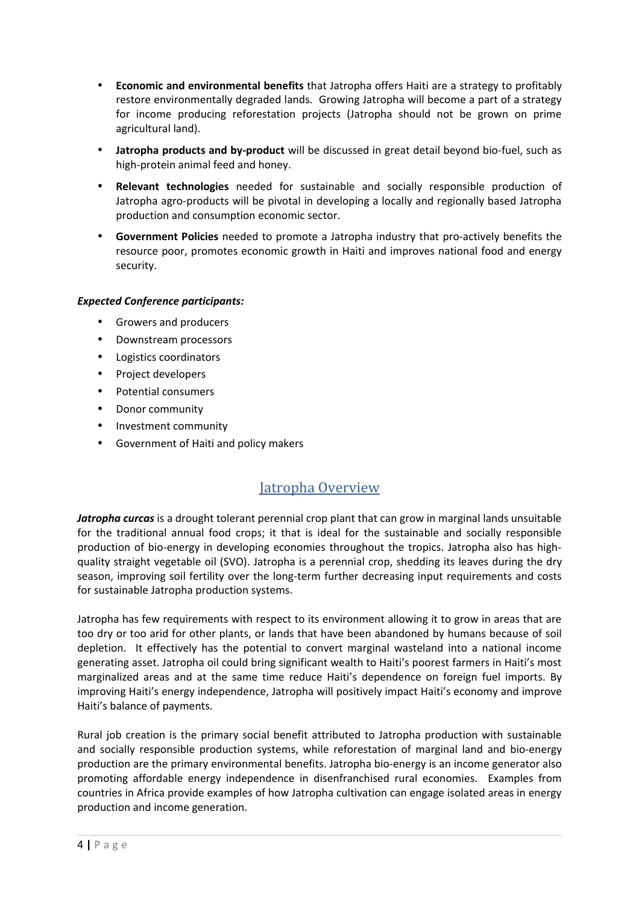- **Economic and environmental benefits** that Jatropha offers Haiti are a strategy to profitably restore environmentally degraded lands. Growing Jatropha will become a part of a strategy for income producing reforestation projects (Jatropha should not be grown on prime agricultural land).
- **Jatropha products and by-product** will be discussed in great detail beyond bio-fuel, such as high-protein animal feed and honey.
- **Relevant technologies** needed for sustainable and socially responsible production of Jatropha agro-products will be pivotal in developing a locally and regionally based Jatropha production and consumption economic sector.
- **Government Policies** needed to promote a Jatropha industry that pro-actively benefits the resource poor, promotes economic growth in Haiti and improves national food and energy security.

***Expected Conference participants:***

- Growers and producers
- Downstream processors
- Logistics coordinators
- Project developers
- Potential consumers
- Donor community
- Investment community
- Government of Haiti and policy makers

## Jatropha Overview

***Jatropha curcas*** is a drought tolerant perennial crop plant that can grow in marginal lands unsuitable for the traditional annual food crops; it that is ideal for the sustainable and socially responsible production of bio-energy in developing economies throughout the tropics. Jatropha also has high-quality straight vegetable oil (SVO). Jatropha is a perennial crop, shedding its leaves during the dry season, improving soil fertility over the long-term further decreasing input requirements and costs for sustainable Jatropha production systems.

Jatropha has few requirements with respect to its environment allowing it to grow in areas that are too dry or too arid for other plants, or lands that have been abandoned by humans because of soil depletion. It effectively has the potential to convert marginal wasteland into a national income generating asset. Jatropha oil could bring significant wealth to Haiti's poorest farmers in Haiti's most marginalized areas and at the same time reduce Haiti's dependence on foreign fuel imports. By improving Haiti's energy independence, Jatropha will positively impact Haiti's economy and improve Haiti's balance of payments.

Rural job creation is the primary social benefit attributed to Jatropha production with sustainable and socially responsible production systems, while reforestation of marginal land and bio-energy production are the primary environmental benefits. Jatropha bio-energy is an income generator also promoting affordable energy independence in disenfranchised rural economies. Examples from countries in Africa provide examples of how Jatropha cultivation can engage isolated areas in energy production and income generation.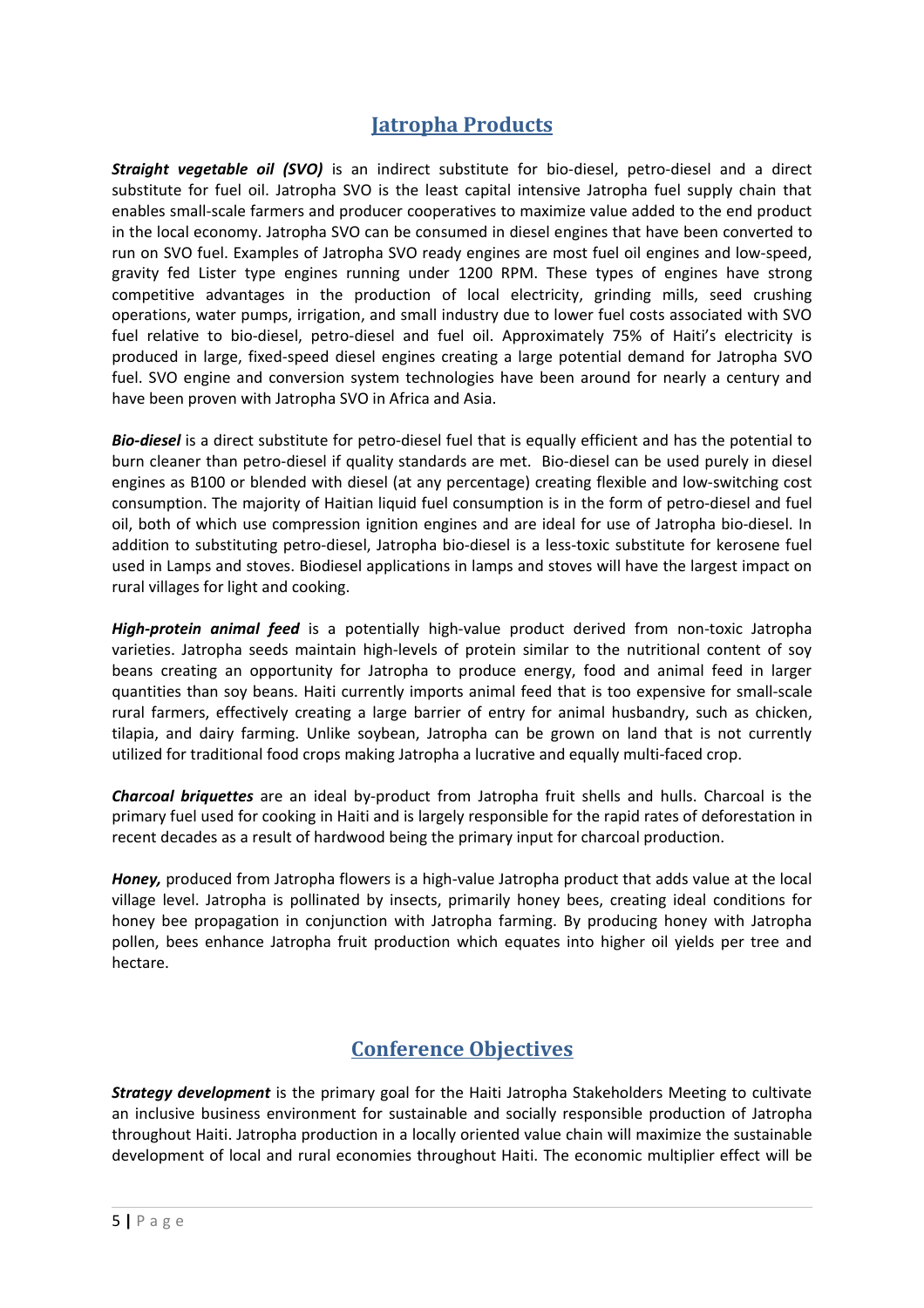## Jatropha Products

***Straight vegetable oil (SVO)*** is an indirect substitute for bio-diesel, petro-diesel and a direct substitute for fuel oil. Jatropha SVO is the least capital intensive Jatropha fuel supply chain that enables small-scale farmers and producer cooperatives to maximize value added to the end product in the local economy. Jatropha SVO can be consumed in diesel engines that have been converted to run on SVO fuel. Examples of Jatropha SVO ready engines are most fuel oil engines and low-speed, gravity fed Lister type engines running under 1200 RPM. These types of engines have strong competitive advantages in the production of local electricity, grinding mills, seed crushing operations, water pumps, irrigation, and small industry due to lower fuel costs associated with SVO fuel relative to bio-diesel, petro-diesel and fuel oil. Approximately 75% of Haiti's electricity is produced in large, fixed-speed diesel engines creating a large potential demand for Jatropha SVO fuel. SVO engine and conversion system technologies have been around for nearly a century and have been proven with Jatropha SVO in Africa and Asia.

***Bio-diesel*** is a direct substitute for petro-diesel fuel that is equally efficient and has the potential to burn cleaner than petro-diesel if quality standards are met. Bio-diesel can be used purely in diesel engines as B100 or blended with diesel (at any percentage) creating flexible and low-switching cost consumption. The majority of Haitian liquid fuel consumption is in the form of petro-diesel and fuel oil, both of which use compression ignition engines and are ideal for use of Jatropha bio-diesel. In addition to substituting petro-diesel, Jatropha bio-diesel is a less-toxic substitute for kerosene fuel used in Lamps and stoves. Biodiesel applications in lamps and stoves will have the largest impact on rural villages for light and cooking.

***High-protein animal feed*** is a potentially high-value product derived from non-toxic Jatropha varieties. Jatropha seeds maintain high-levels of protein similar to the nutritional content of soy beans creating an opportunity for Jatropha to produce energy, food and animal feed in larger quantities than soy beans. Haiti currently imports animal feed that is too expensive for small-scale rural farmers, effectively creating a large barrier of entry for animal husbandry, such as chicken, tilapia, and dairy farming. Unlike soybean, Jatropha can be grown on land that is not currently utilized for traditional food crops making Jatropha a lucrative and equally multi-faced crop.

***Charcoal briquettes*** are an ideal by-product from Jatropha fruit shells and hulls. Charcoal is the primary fuel used for cooking in Haiti and is largely responsible for the rapid rates of deforestation in recent decades as a result of hardwood being the primary input for charcoal production.

***Honey,*** produced from Jatropha flowers is a high-value Jatropha product that adds value at the local village level. Jatropha is pollinated by insects, primarily honey bees, creating ideal conditions for honey bee propagation in conjunction with Jatropha farming. By producing honey with Jatropha pollen, bees enhance Jatropha fruit production which equates into higher oil yields per tree and hectare.

## Conference Objectives

***Strategy development*** is the primary goal for the Haiti Jatropha Stakeholders Meeting to cultivate an inclusive business environment for sustainable and socially responsible production of Jatropha throughout Haiti. Jatropha production in a locally oriented value chain will maximize the sustainable development of local and rural economies throughout Haiti. The economic multiplier effect will be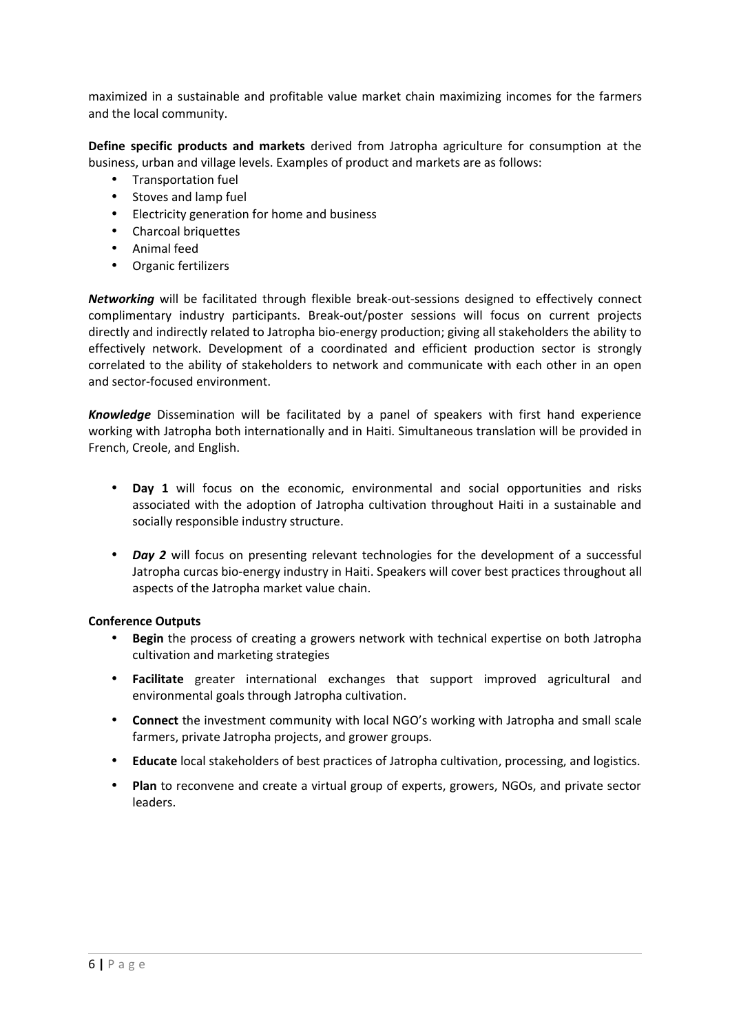maximized in a sustainable and profitable value market chain maximizing incomes for the farmers and the local community.

**Define specific products and markets** derived from Jatropha agriculture for consumption at the business, urban and village levels. Examples of product and markets are as follows:

- Transportation fuel
- Stoves and lamp fuel
- Electricity generation for home and business
- Charcoal briquettes
- Animal feed
- Organic fertilizers

***Networking*** will be facilitated through flexible break-out-sessions designed to effectively connect complimentary industry participants. Break-out/poster sessions will focus on current projects directly and indirectly related to Jatropha bio-energy production; giving all stakeholders the ability to effectively network. Development of a coordinated and efficient production sector is strongly correlated to the ability of stakeholders to network and communicate with each other in an open and sector-focused environment.

***Knowledge*** Dissemination will be facilitated by a panel of speakers with first hand experience working with Jatropha both internationally and in Haiti. Simultaneous translation will be provided in French, Creole, and English.

- **Day 1** will focus on the economic, environmental and social opportunities and risks associated with the adoption of Jatropha cultivation throughout Haiti in a sustainable and socially responsible industry structure.
- ***Day 2*** will focus on presenting relevant technologies for the development of a successful Jatropha curcas bio-energy industry in Haiti. Speakers will cover best practices throughout all aspects of the Jatropha market value chain.

**Conference Outputs**

- **Begin** the process of creating a growers network with technical expertise on both Jatropha cultivation and marketing strategies
- **Facilitate** greater international exchanges that support improved agricultural and environmental goals through Jatropha cultivation.
- **Connect** the investment community with local NGO's working with Jatropha and small scale farmers, private Jatropha projects, and grower groups.
- **Educate** local stakeholders of best practices of Jatropha cultivation, processing, and logistics.
- **Plan** to reconvene and create a virtual group of experts, growers, NGOs, and private sector leaders.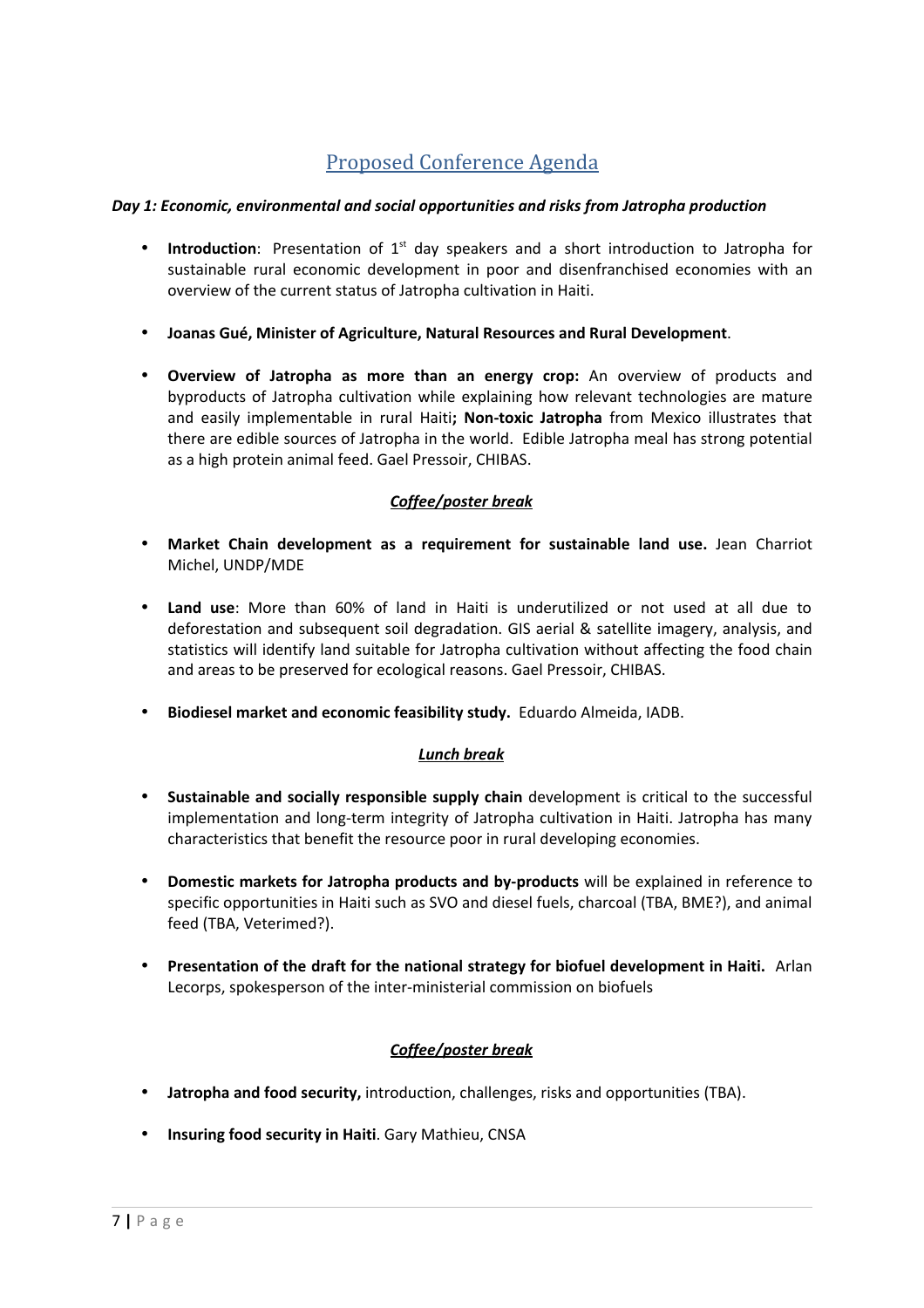## Proposed Conference Agenda

***Day 1: Economic, environmental and social opportunities and risks from Jatropha production***

- **Introduction**: Presentation of 1st day speakers and a short introduction to Jatropha for sustainable rural economic development in poor and disenfranchised economies with an overview of the current status of Jatropha cultivation in Haiti.
- **Joanas Gué, Minister of Agriculture, Natural Resources and Rural Development**.
- **Overview of Jatropha as more than an energy crop:** An overview of products and byproducts of Jatropha cultivation while explaining how relevant technologies are mature and easily implementable in rural Haiti**; Non-toxic Jatropha** from Mexico illustrates that there are edible sources of Jatropha in the world. Edible Jatropha meal has strong potential as a high protein animal feed. Gael Pressoir, CHIBAS.

***Coffee/poster break***

- **Market Chain development as a requirement for sustainable land use.** Jean Charriot Michel, UNDP/MDE
- **Land use**: More than 60% of land in Haiti is underutilized or not used at all due to deforestation and subsequent soil degradation. GIS aerial & satellite imagery, analysis, and statistics will identify land suitable for Jatropha cultivation without affecting the food chain and areas to be preserved for ecological reasons. Gael Pressoir, CHIBAS.
- **Biodiesel market and economic feasibility study.** Eduardo Almeida, IADB.

***Lunch break***

- **Sustainable and socially responsible supply chain** development is critical to the successful implementation and long-term integrity of Jatropha cultivation in Haiti. Jatropha has many characteristics that benefit the resource poor in rural developing economies.
- **Domestic markets for Jatropha products and by-products** will be explained in reference to specific opportunities in Haiti such as SVO and diesel fuels, charcoal (TBA, BME?), and animal feed (TBA, Veterimed?).
- **Presentation of the draft for the national strategy for biofuel development in Haiti.** Arlan Lecorps, spokesperson of the inter-ministerial commission on biofuels

***Coffee/poster break***

- **Jatropha and food security,** introduction, challenges, risks and opportunities (TBA).
- **Insuring food security in Haiti**. Gary Mathieu, CNSA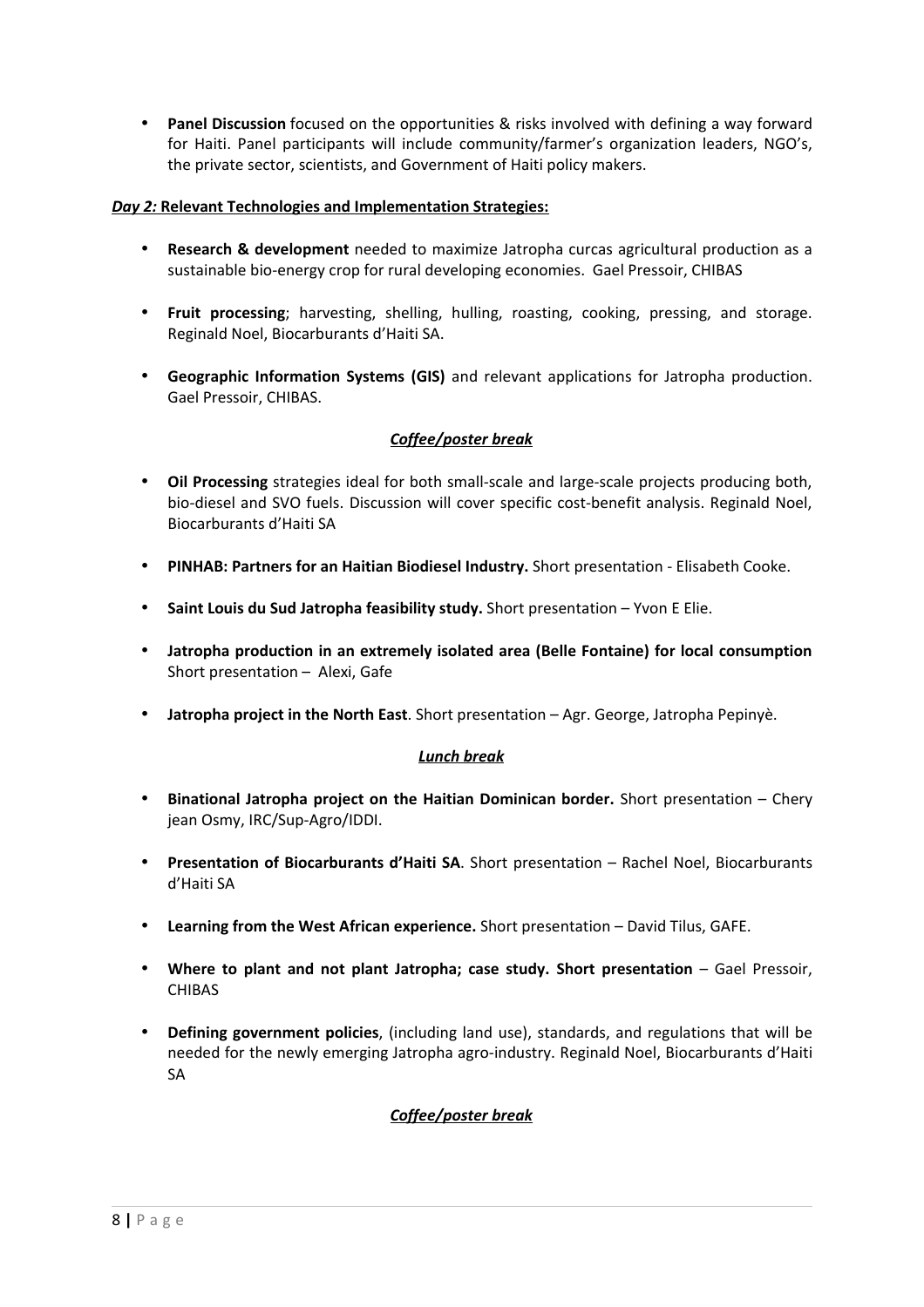- **Panel Discussion** focused on the opportunities & risks involved with defining a way forward for Haiti. Panel participants will include community/farmer's organization leaders, NGO's, the private sector, scientists, and Government of Haiti policy makers.

***Day 2:* Relevant Technologies and Implementation Strategies:**

- **Research & development** needed to maximize Jatropha curcas agricultural production as a sustainable bio-energy crop for rural developing economies. Gael Pressoir, CHIBAS

- **Fruit processing**; harvesting, shelling, hulling, roasting, cooking, pressing, and storage. Reginald Noel, Biocarburants d'Haiti SA.

- **Geographic Information Systems (GIS)** and relevant applications for Jatropha production. Gael Pressoir, CHIBAS.

***Coffee/poster break***

- **Oil Processing** strategies ideal for both small-scale and large-scale projects producing both, bio-diesel and SVO fuels. Discussion will cover specific cost-benefit analysis. Reginald Noel, Biocarburants d'Haiti SA

- **PINHAB: Partners for an Haitian Biodiesel Industry.** Short presentation - Elisabeth Cooke.

- **Saint Louis du Sud Jatropha feasibility study.** Short presentation – Yvon E Elie.

- **Jatropha production in an extremely isolated area (Belle Fontaine) for local consumption** Short presentation – Alexi, Gafe

- **Jatropha project in the North East**. Short presentation – Agr. George, Jatropha Pepinyè.

***Lunch break***

- **Binational Jatropha project on the Haitian Dominican border.** Short presentation – Chery jean Osmy, IRC/Sup-Agro/IDDI.

- **Presentation of Biocarburants d'Haiti SA**. Short presentation – Rachel Noel, Biocarburants d'Haiti SA

- **Learning from the West African experience.** Short presentation – David Tilus, GAFE.

- **Where to plant and not plant Jatropha; case study. Short presentation** – Gael Pressoir, CHIBAS

- **Defining government policies**, (including land use), standards, and regulations that will be needed for the newly emerging Jatropha agro-industry. Reginald Noel, Biocarburants d'Haiti SA

***Coffee/poster break***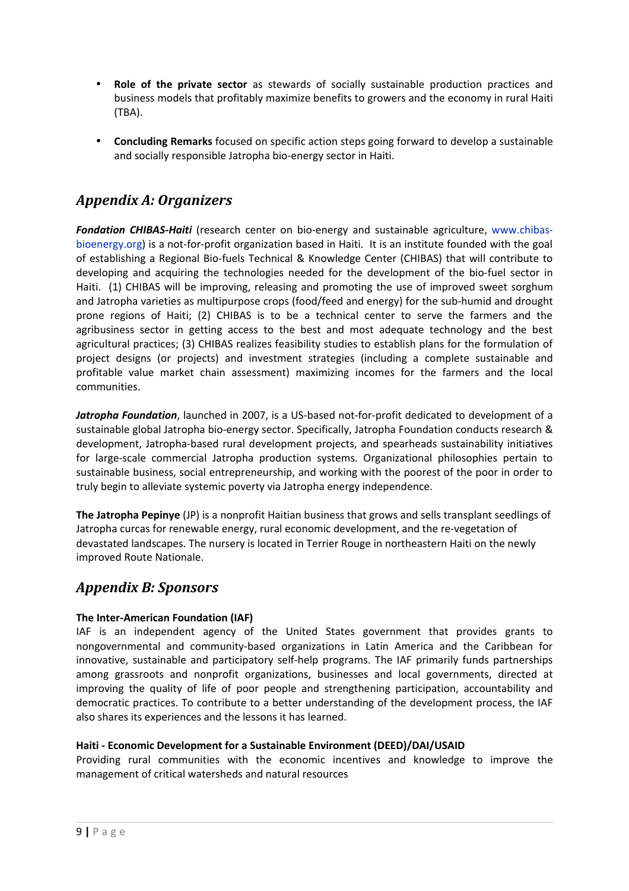- **Role of the private sector** as stewards of socially sustainable production practices and business models that profitably maximize benefits to growers and the economy in rural Haiti (TBA).

- **Concluding Remarks** focused on specific action steps going forward to develop a sustainable and socially responsible Jatropha bio-energy sector in Haiti.

## *Appendix A: Organizers*

***Fondation CHIBAS-Haiti*** (research center on bio-energy and sustainable agriculture, www.chibas-bioenergy.org) is a not-for-profit organization based in Haiti. It is an institute founded with the goal of establishing a Regional Bio-fuels Technical & Knowledge Center (CHIBAS) that will contribute to developing and acquiring the technologies needed for the development of the bio-fuel sector in Haiti. (1) CHIBAS will be improving, releasing and promoting the use of improved sweet sorghum and Jatropha varieties as multipurpose crops (food/feed and energy) for the sub-humid and drought prone regions of Haiti; (2) CHIBAS is to be a technical center to serve the farmers and the agribusiness sector in getting access to the best and most adequate technology and the best agricultural practices; (3) CHIBAS realizes feasibility studies to establish plans for the formulation of project designs (or projects) and investment strategies (including a complete sustainable and profitable value market chain assessment) maximizing incomes for the farmers and the local communities.

***Jatropha Foundation***, launched in 2007, is a US-based not-for-profit dedicated to development of a sustainable global Jatropha bio-energy sector. Specifically, Jatropha Foundation conducts research & development, Jatropha-based rural development projects, and spearheads sustainability initiatives for large-scale commercial Jatropha production systems. Organizational philosophies pertain to sustainable business, social entrepreneurship, and working with the poorest of the poor in order to truly begin to alleviate systemic poverty via Jatropha energy independence.

**The Jatropha Pepinye** (JP) is a nonprofit Haitian business that grows and sells transplant seedlings of Jatropha curcas for renewable energy, rural economic development, and the re-vegetation of devastated landscapes. The nursery is located in Terrier Rouge in northeastern Haiti on the newly improved Route Nationale.

## *Appendix B: Sponsors*

**The Inter-American Foundation (IAF)**

IAF is an independent agency of the United States government that provides grants to nongovernmental and community-based organizations in Latin America and the Caribbean for innovative, sustainable and participatory self-help programs. The IAF primarily funds partnerships among grassroots and nonprofit organizations, businesses and local governments, directed at improving the quality of life of poor people and strengthening participation, accountability and democratic practices. To contribute to a better understanding of the development process, the IAF also shares its experiences and the lessons it has learned.

**Haiti - Economic Development for a Sustainable Environment (DEED)/DAI/USAID**

Providing rural communities with the economic incentives and knowledge to improve the management of critical watersheds and natural resources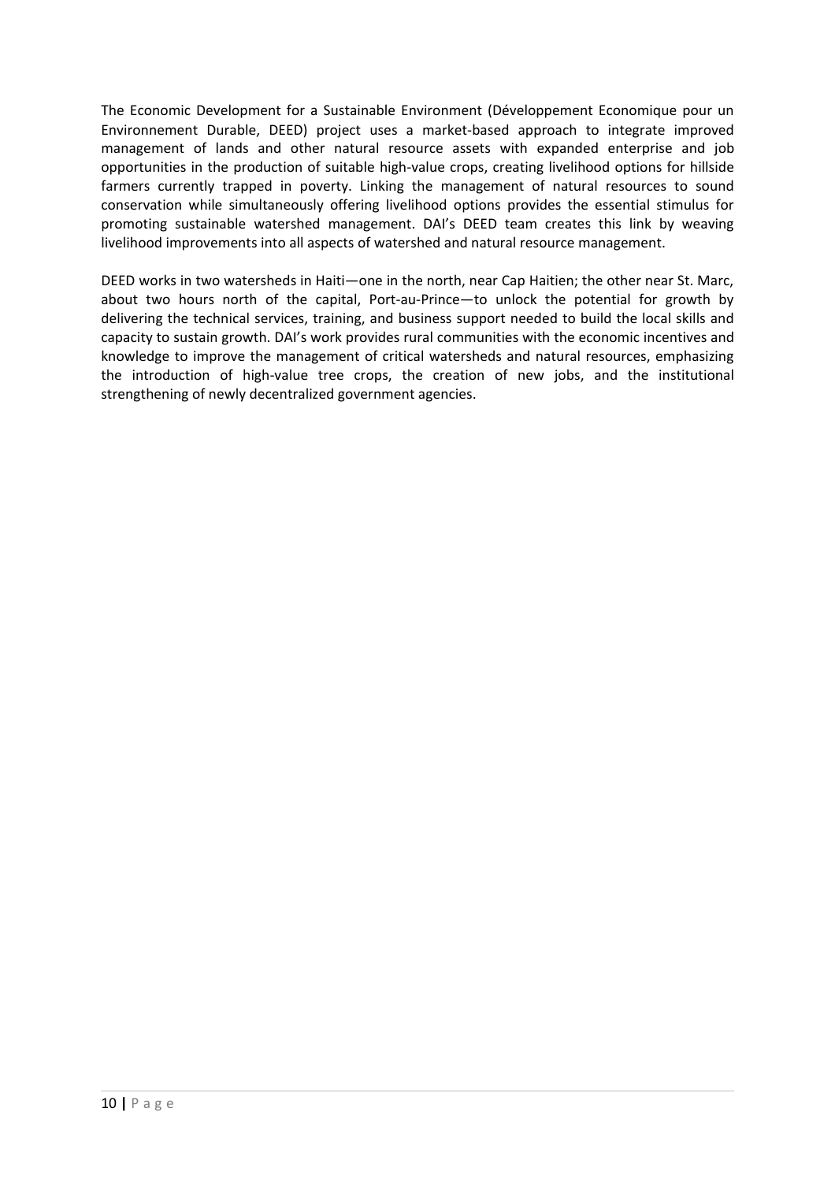The Economic Development for a Sustainable Environment (Développement Economique pour un Environnement Durable, DEED) project uses a market-based approach to integrate improved management of lands and other natural resource assets with expanded enterprise and job opportunities in the production of suitable high-value crops, creating livelihood options for hillside farmers currently trapped in poverty. Linking the management of natural resources to sound conservation while simultaneously offering livelihood options provides the essential stimulus for promoting sustainable watershed management. DAI's DEED team creates this link by weaving livelihood improvements into all aspects of watershed and natural resource management.

DEED works in two watersheds in Haiti—one in the north, near Cap Haitien; the other near St. Marc, about two hours north of the capital, Port-au-Prince—to unlock the potential for growth by delivering the technical services, training, and business support needed to build the local skills and capacity to sustain growth. DAI's work provides rural communities with the economic incentives and knowledge to improve the management of critical watersheds and natural resources, emphasizing the introduction of high-value tree crops, the creation of new jobs, and the institutional strengthening of newly decentralized government agencies.